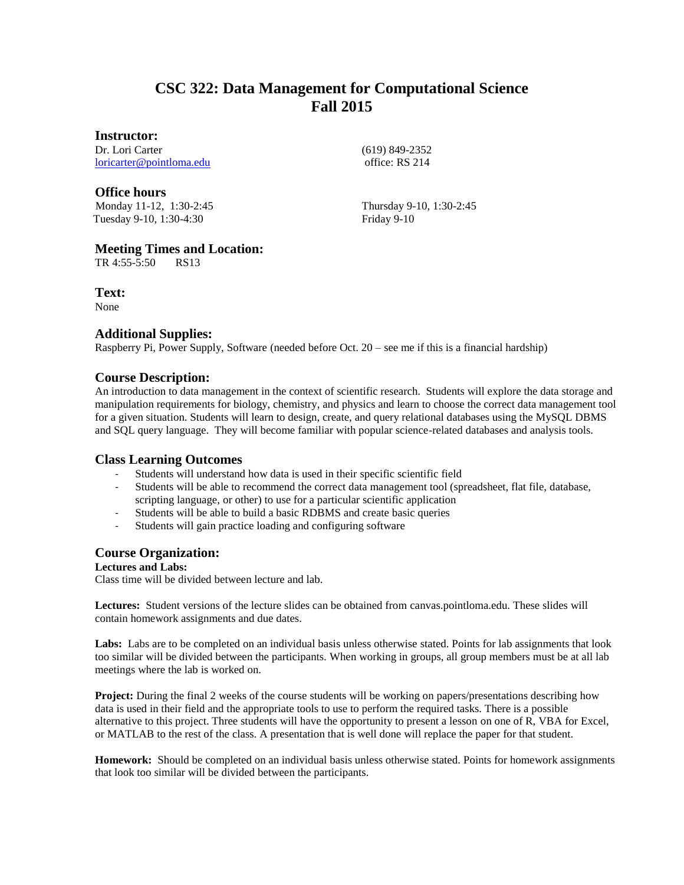# CSC 322: Data Management for Computational Science
# Fall 2015

## Instructor:

Dr. Lori Carter
loricarter@pointloma.edu

(619) 849-2352
office: RS 214

## Office hours

Monday 11-12, 1:30-2:45
Tuesday 9-10, 1:30-4:30
Thursday 9-10, 1:30-2:45
Friday 9-10

## Meeting Times and Location:

TR 4:55-5:50 RS13

## Text:

None

## Additional Supplies:

Raspberry Pi, Power Supply, Software (needed before Oct. 20 – see me if this is a financial hardship)

## Course Description:

An introduction to data management in the context of scientific research. Students will explore the data storage and manipulation requirements for biology, chemistry, and physics and learn to choose the correct data management tool for a given situation. Students will learn to design, create, and query relational databases using the MySQL DBMS and SQL query language. They will become familiar with popular science-related databases and analysis tools.

## Class Learning Outcomes

- Students will understand how data is used in their specific scientific field
- Students will be able to recommend the correct data management tool (spreadsheet, flat file, database, scripting language, or other) to use for a particular scientific application
- Students will be able to build a basic RDBMS and create basic queries
- Students will gain practice loading and configuring software

## Course Organization:

**Lectures and Labs:**
Class time will be divided between lecture and lab.

**Lectures:** Student versions of the lecture slides can be obtained from canvas.pointloma.edu. These slides will contain homework assignments and due dates.

**Labs:** Labs are to be completed on an individual basis unless otherwise stated. Points for lab assignments that look too similar will be divided between the participants. When working in groups, all group members must be at all lab meetings where the lab is worked on.

**Project:** During the final 2 weeks of the course students will be working on papers/presentations describing how data is used in their field and the appropriate tools to use to perform the required tasks. There is a possible alternative to this project. Three students will have the opportunity to present a lesson on one of R, VBA for Excel, or MATLAB to the rest of the class. A presentation that is well done will replace the paper for that student.

**Homework:** Should be completed on an individual basis unless otherwise stated. Points for homework assignments that look too similar will be divided between the participants.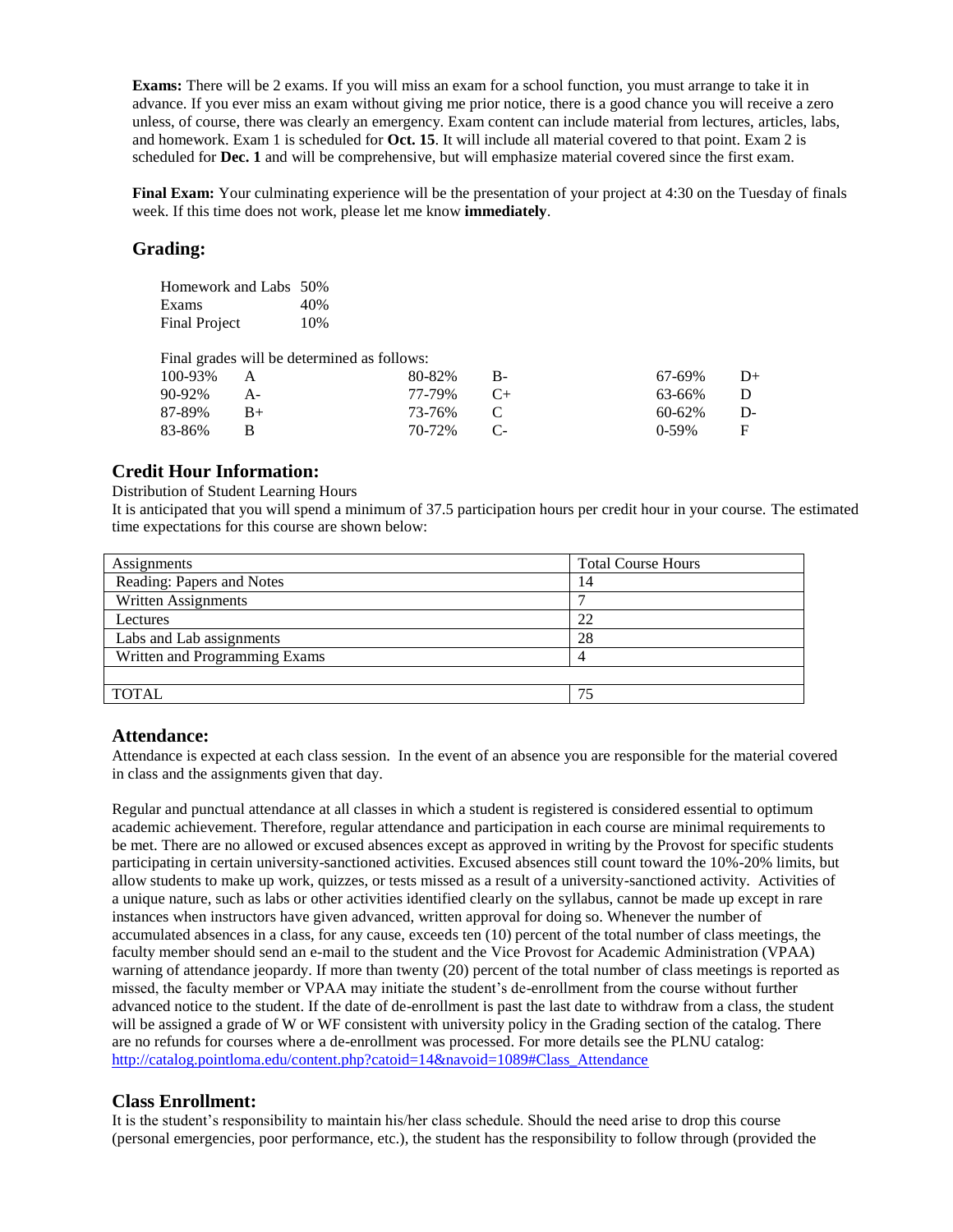**Exams:** There will be 2 exams. If you will miss an exam for a school function, you must arrange to take it in advance. If you ever miss an exam without giving me prior notice, there is a good chance you will receive a zero unless, of course, there was clearly an emergency. Exam content can include material from lectures, articles, labs, and homework. Exam 1 is scheduled for **Oct. 15**. It will include all material covered to that point. Exam 2 is scheduled for **Dec. 1** and will be comprehensive, but will emphasize material covered since the first exam.

**Final Exam:** Your culminating experience will be the presentation of your project at 4:30 on the Tuesday of finals week. If this time does not work, please let me know **immediately**.

## Grading:

| | |
|---|---|
| Homework and Labs | 50% |
| Exams | 40% |
| Final Project | 10% |

Final grades will be determined as follows:

| | | | | | |
|---|---|---|---|---|---|
| 100-93% | A | 80-82% | B- | 67-69% | D+ |
| 90-92% | A- | 77-79% | C+ | 63-66% | D |
| 87-89% | B+ | 73-76% | C | 60-62% | D- |
| 83-86% | B | 70-72% | C- | 0-59% | F |

## Credit Hour Information:

Distribution of Student Learning Hours

It is anticipated that you will spend a minimum of 37.5 participation hours per credit hour in your course. The estimated time expectations for this course are shown below:

| Assignments | Total Course Hours |
|---|---|
| Reading: Papers and Notes | 14 |
| Written Assignments | 7 |
| Lectures | 22 |
| Labs and Lab assignments | 28 |
| Written and Programming Exams | 4 |
| | |
| TOTAL | 75 |

## Attendance:

Attendance is expected at each class session. In the event of an absence you are responsible for the material covered in class and the assignments given that day.

Regular and punctual attendance at all classes in which a student is registered is considered essential to optimum academic achievement. Therefore, regular attendance and participation in each course are minimal requirements to be met. There are no allowed or excused absences except as approved in writing by the Provost for specific students participating in certain university-sanctioned activities. Excused absences still count toward the 10%-20% limits, but allow students to make up work, quizzes, or tests missed as a result of a university-sanctioned activity. Activities of a unique nature, such as labs or other activities identified clearly on the syllabus, cannot be made up except in rare instances when instructors have given advanced, written approval for doing so. Whenever the number of accumulated absences in a class, for any cause, exceeds ten (10) percent of the total number of class meetings, the faculty member should send an e-mail to the student and the Vice Provost for Academic Administration (VPAA) warning of attendance jeopardy. If more than twenty (20) percent of the total number of class meetings is reported as missed, the faculty member or VPAA may initiate the student's de-enrollment from the course without further advanced notice to the student. If the date of de-enrollment is past the last date to withdraw from a class, the student will be assigned a grade of W or WF consistent with university policy in the Grading section of the catalog. There are no refunds for courses where a de-enrollment was processed. For more details see the PLNU catalog: http://catalog.pointloma.edu/content.php?catoid=14&navoid=1089#Class_Attendance

## Class Enrollment:

It is the student's responsibility to maintain his/her class schedule. Should the need arise to drop this course (personal emergencies, poor performance, etc.), the student has the responsibility to follow through (provided the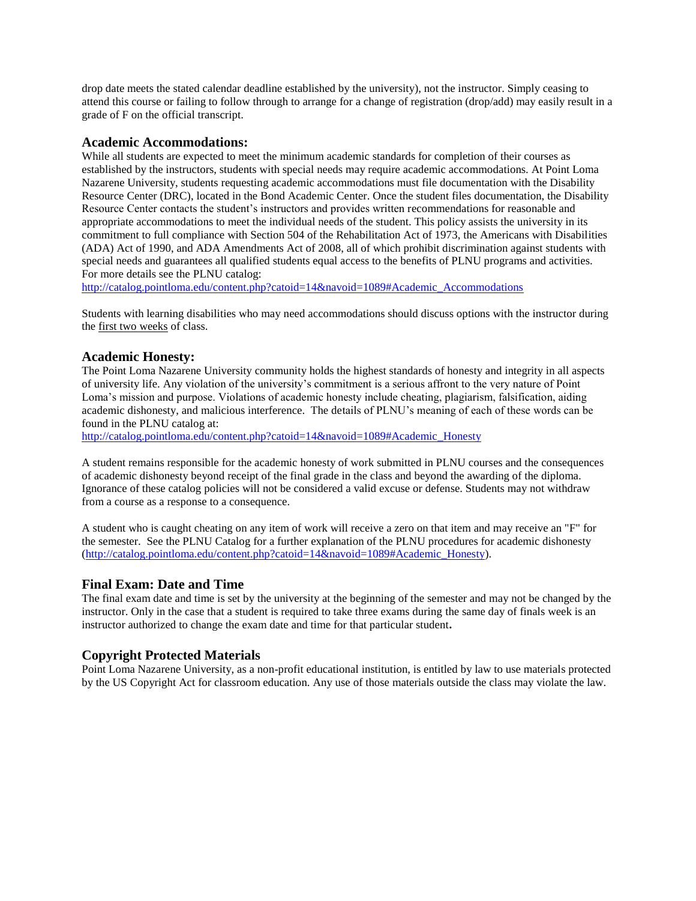drop date meets the stated calendar deadline established by the university), not the instructor. Simply ceasing to attend this course or failing to follow through to arrange for a change of registration (drop/add) may easily result in a grade of F on the official transcript.

## Academic Accommodations:

While all students are expected to meet the minimum academic standards for completion of their courses as established by the instructors, students with special needs may require academic accommodations. At Point Loma Nazarene University, students requesting academic accommodations must file documentation with the Disability Resource Center (DRC), located in the Bond Academic Center. Once the student files documentation, the Disability Resource Center contacts the student's instructors and provides written recommendations for reasonable and appropriate accommodations to meet the individual needs of the student. This policy assists the university in its commitment to full compliance with Section 504 of the Rehabilitation Act of 1973, the Americans with Disabilities (ADA) Act of 1990, and ADA Amendments Act of 2008, all of which prohibit discrimination against students with special needs and guarantees all qualified students equal access to the benefits of PLNU programs and activities. For more details see the PLNU catalog:
http://catalog.pointloma.edu/content.php?catoid=14&navoid=1089#Academic_Accommodations

Students with learning disabilities who may need accommodations should discuss options with the instructor during the first two weeks of class.

## Academic Honesty:

The Point Loma Nazarene University community holds the highest standards of honesty and integrity in all aspects of university life. Any violation of the university's commitment is a serious affront to the very nature of Point Loma's mission and purpose. Violations of academic honesty include cheating, plagiarism, falsification, aiding academic dishonesty, and malicious interference. The details of PLNU's meaning of each of these words can be found in the PLNU catalog at:
http://catalog.pointloma.edu/content.php?catoid=14&navoid=1089#Academic_Honesty

A student remains responsible for the academic honesty of work submitted in PLNU courses and the consequences of academic dishonesty beyond receipt of the final grade in the class and beyond the awarding of the diploma. Ignorance of these catalog policies will not be considered a valid excuse or defense. Students may not withdraw from a course as a response to a consequence.

A student who is caught cheating on any item of work will receive a zero on that item and may receive an "F" for the semester. See the PLNU Catalog for a further explanation of the PLNU procedures for academic dishonesty (http://catalog.pointloma.edu/content.php?catoid=14&navoid=1089#Academic_Honesty).

## Final Exam: Date and Time

The final exam date and time is set by the university at the beginning of the semester and may not be changed by the instructor. Only in the case that a student is required to take three exams during the same day of finals week is an instructor authorized to change the exam date and time for that particular student.

## Copyright Protected Materials

Point Loma Nazarene University, as a non-profit educational institution, is entitled by law to use materials protected by the US Copyright Act for classroom education. Any use of those materials outside the class may violate the law.